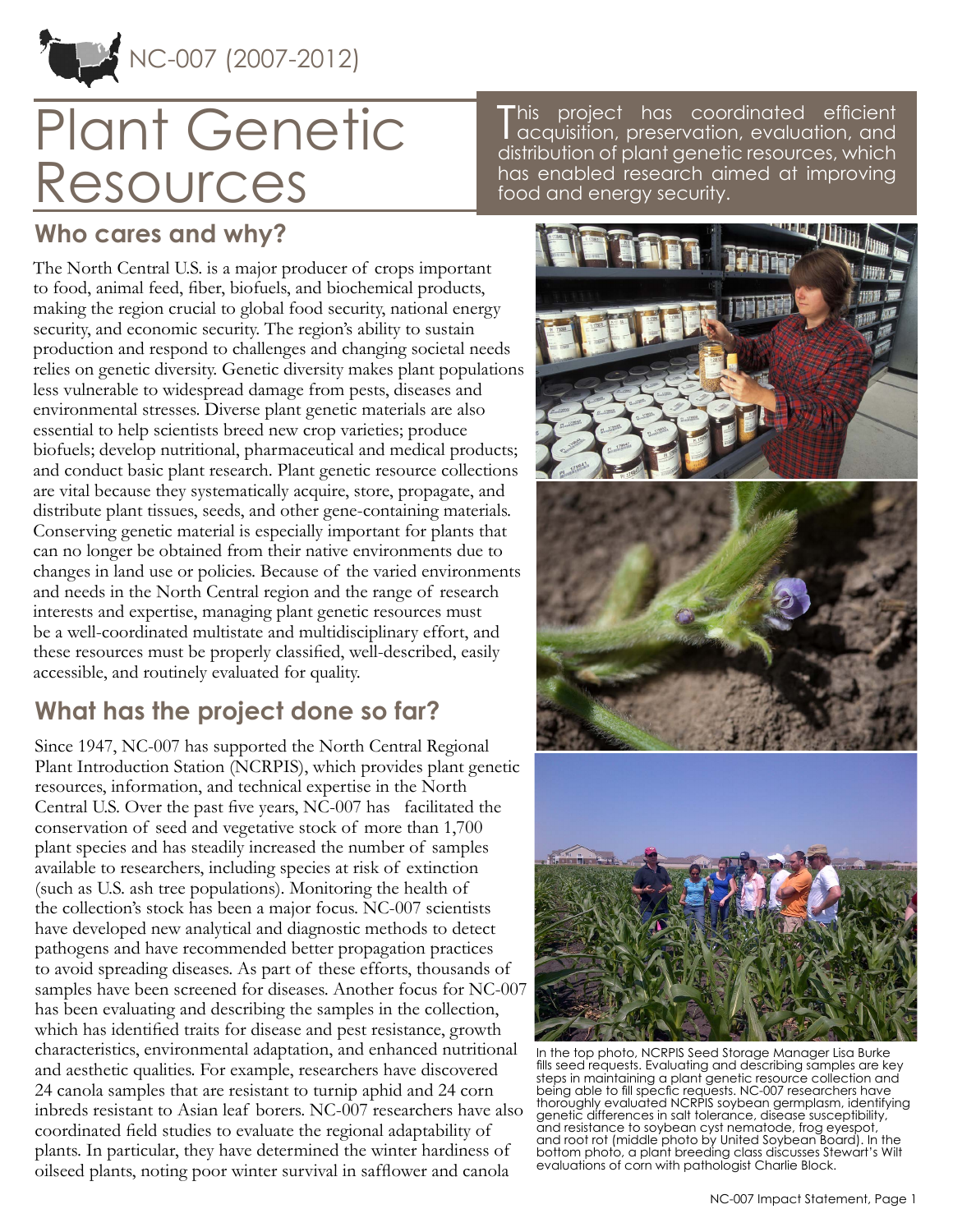NC-007 (2007-2012)

# Plant Genetic Resources

This project has coordinated efficient acquisition, preservation, evaluation, and distribution of plant genetic resources, which has enabled research aimed at improving food and energy security.

## Who cares and why?

The North Central U.S. is a major producer of crops important to food, animal feed, fiber, biofuels, and biochemical products, making the region crucial to global food security, national energy security, and economic security. The region's ability to sustain production and respond to challenges and changing societal needs relies on genetic diversity. Genetic diversity makes plant populations less vulnerable to widespread damage from pests, diseases and environmental stresses. Diverse plant genetic materials are also essential to help scientists breed new crop varieties; produce biofuels; develop nutritional, pharmaceutical and medical products; and conduct basic plant research. Plant genetic resource collections are vital because they systematically acquire, store, propagate, and distribute plant tissues, seeds, and other gene-containing materials. Conserving genetic material is especially important for plants that can no longer be obtained from their native environments due to changes in land use or policies. Because of the varied environments and needs in the North Central region and the range of research interests and expertise, managing plant genetic resources must be a well-coordinated multistate and multidisciplinary effort, and these resources must be properly classified, well-described, easily accessible, and routinely evaluated for quality.

## What has the project done so far?

Since 1947, NC-007 has supported the North Central Regional Plant Introduction Station (NCRPIS), which provides plant genetic resources, information, and technical expertise in the North Central U.S. Over the past five years, NC-007 has facilitated the conservation of seed and vegetative stock of more than 1,700 plant species and has steadily increased the number of samples available to researchers, including species at risk of extinction (such as U.S. ash tree populations). Monitoring the health of the collection's stock has been a major focus. NC-007 scientists have developed new analytical and diagnostic methods to detect pathogens and have recommended better propagation practices to avoid spreading diseases. As part of these efforts, thousands of samples have been screened for diseases. Another focus for NC-007 has been evaluating and describing the samples in the collection, which has identified traits for disease and pest resistance, growth characteristics, environmental adaptation, and enhanced nutritional and aesthetic qualities. For example, researchers have discovered 24 canola samples that are resistant to turnip aphid and 24 corn inbreds resistant to Asian leaf borers. NC-007 researchers have also coordinated field studies to evaluate the regional adaptability of plants. In particular, they have determined the winter hardiness of oilseed plants, noting poor winter survival in safflower and canola

In the top photo, NCRPIS Seed Storage Manager Lisa Burke fills seed requests. Evaluating and describing samples are key steps in maintaining a plant genetic resource collection and being able to fill specific requests. NC-007 researchers have thoroughly evaluated NCRPIS soybean germplasm, identifying genetic differences in salt tolerance, disease susceptibility, and resistance to soybean cyst nematode, frog eyespot, and root rot (middle photo by United Soybean Board). In the bottom photo, a plant breeding class discusses Stewart's Wilt evaluations of corn with pathologist Charlie Block.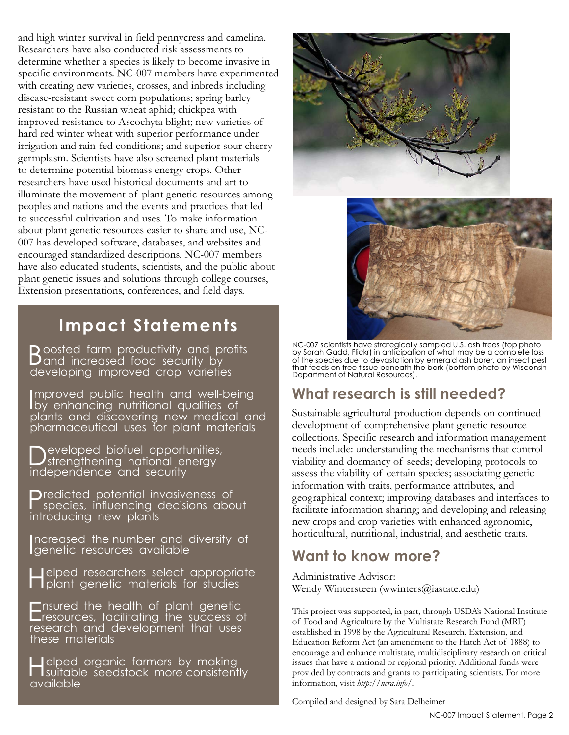and high winter survival in field pennycress and camelina. Researchers have also conducted risk assessments to determine whether a species is likely to become invasive in specific environments. NC-007 members have experimented with creating new varieties, crosses, and inbreds including disease-resistant sweet corn populations; spring barley resistant to the Russian wheat aphid; chickpea with improved resistance to Ascochyta blight; new varieties of hard red winter wheat with superior performance under irrigation and rain-fed conditions; and superior sour cherry germplasm. Scientists have also screened plant materials to determine potential biomass energy crops. Other researchers have used historical documents and art to illuminate the movement of plant genetic resources among peoples and nations and the events and practices that led to successful cultivation and uses. To make information about plant genetic resources easier to share and use, NC-007 has developed software, databases, and websites and encouraged standardized descriptions. NC-007 members have also educated students, scientists, and the public about plant genetic issues and solutions through college courses, Extension presentations, conferences, and field days.

## Impact Statements

Boosted farm productivity and profits and increased food security by developing improved crop varieties

Improved public health and well-being by enhancing nutritional qualities of plants and discovering new medical and pharmaceutical uses for plant materials

Developed biofuel opportunities, strengthening national energy independence and security

Predicted potential invasiveness of species, influencing decisions about introducing new plants

Increased the number and diversity of genetic resources available

Helped researchers select appropriate plant genetic materials for studies

Ensured the health of plant genetic resources, facilitating the success of research and development that uses these materials

Helped organic farmers by making suitable seedstock more consistently available

NC-007 scientists have strategically sampled U.S. ash trees (top photo by Sarah Gadd, Flickr) in anticipation of what may be a complete loss of the species due to devastation by emerald ash borer, an insect pest that feeds on tree tissue beneath the bark (bottom photo by Wisconsin Department of Natural Resources).

## What research is still needed?

Sustainable agricultural production depends on continued development of comprehensive plant genetic resource collections. Specific research and information management needs include: understanding the mechanisms that control viability and dormancy of seeds; developing protocols to assess the viability of certain species; associating genetic information with traits, performance attributes, and geographical context; improving databases and interfaces to facilitate information sharing; and developing and releasing new crops and crop varieties with enhanced agronomic, horticultural, nutritional, industrial, and aesthetic traits.

## Want to know more?

Administrative Advisor:
Wendy Wintersteen (wwinters@iastate.edu)

This project was supported, in part, through USDA's National Institute of Food and Agriculture by the Multistate Research Fund (MRF) established in 1998 by the Agricultural Research, Extension, and Education Reform Act (an amendment to the Hatch Act of 1888) to encourage and enhance multistate, multidisciplinary research on critical issues that have a national or regional priority. Additional funds were provided by contracts and grants to participating scientists. For more information, visit *http://ncra.info/*.

Compiled and designed by Sara Delheimer